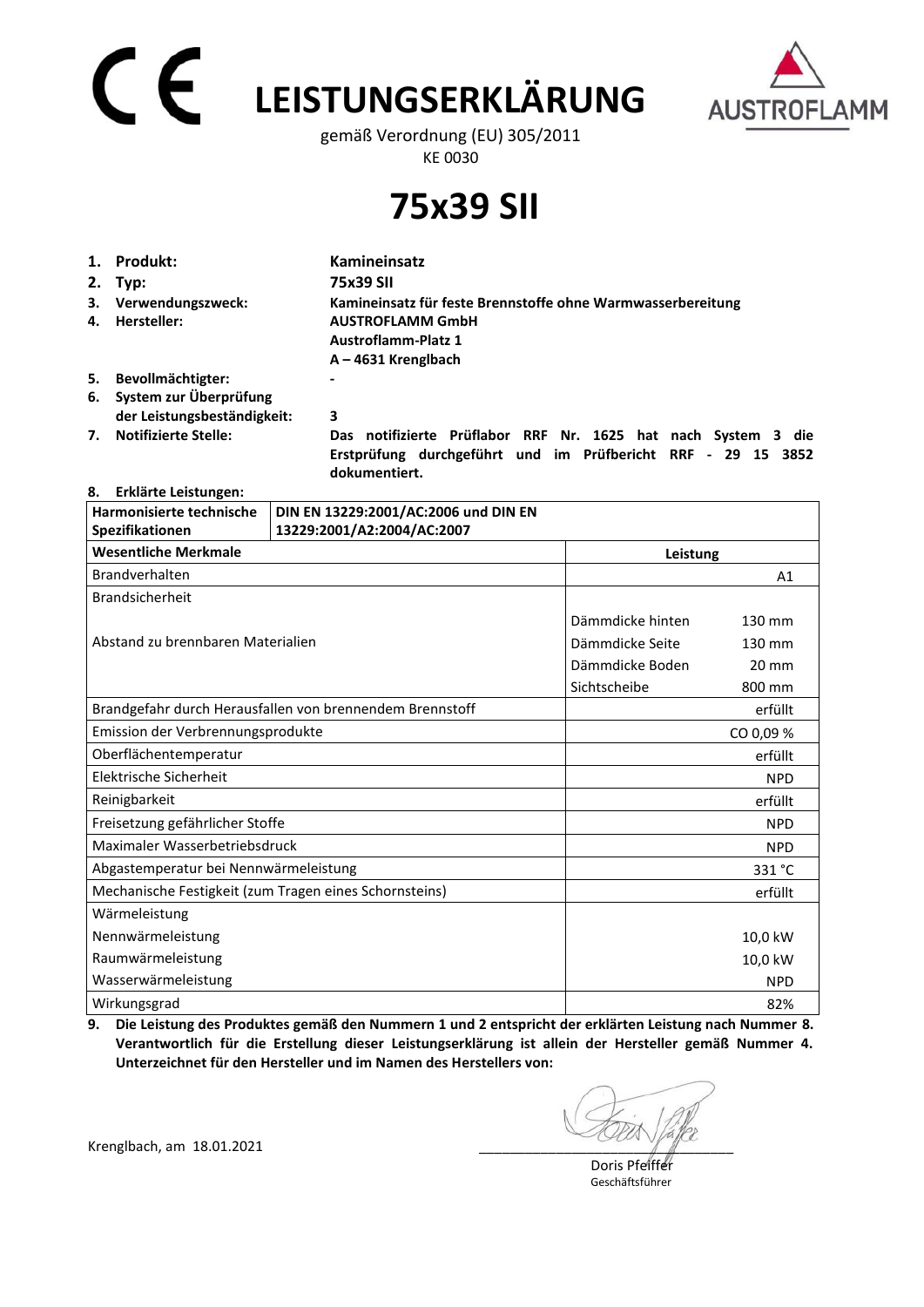# LEISTUNGSERKLÄRUNG

gemäß Verordnung (EU) 305/2011
KE 0030

# 75x39 SII

1. **Produkt:** **Kamineinsatz**
2. **Typ:** **75x39 SII**
3. **Verwendungszweck:** **Kamineinsatz für feste Brennstoffe ohne Warmwasserbereitung**
4. **Hersteller:** **AUSTROFLAMM GmbH**
   **Austroflamm-Platz 1**
   **A – 4631 Krenglbach**
5. **Bevollmächtigter:** **-**
6. **System zur Überprüfung der Leistungsbeständigkeit:** **3**
7. **Notifizierte Stelle:** **Das notifizierte Prüflabor RRF Nr. 1625 hat nach System 3 die Erstprüfung durchgeführt und im Prüfbericht RRF - 29 15 3852 dokumentiert.**
8. **Erklärte Leistungen:**

| **Harmonisierte technische Spezifikationen** | **DIN EN 13229:2001/AC:2006 und DIN EN 13229:2001/A2:2004/AC:2007** | |
|---|---|---|
| **Wesentliche Merkmale** | **Leistung** | |
| Brandverhalten | | A1 |
| Brandsicherheit | | |
| Abstand zu brennbaren Materialien | Dämmdicke hinten | 130 mm |
| | Dämmdicke Seite | 130 mm |
| | Dämmdicke Boden | 20 mm |
| | Sichtscheibe | 800 mm |
| Brandgefahr durch Herausfallen von brennendem Brennstoff | | erfüllt |
| Emission der Verbrennungsprodukte | | CO 0,09 % |
| Oberflächentemperatur | | erfüllt |
| Elektrische Sicherheit | | NPD |
| Reinigbarkeit | | erfüllt |
| Freisetzung gefährlicher Stoffe | | NPD |
| Maximaler Wasserbetriebsdruck | | NPD |
| Abgastemperatur bei Nennwärmeleistung | | 331 °C |
| Mechanische Festigkeit (zum Tragen eines Schornsteins) | | erfüllt |
| Wärmeleistung | | |
| Nennwärmeleistung | | 10,0 kW |
| Raumwärmeleistung | | 10,0 kW |
| Wasserwärmeleistung | | NPD |
| Wirkungsgrad | | 82% |

9. **Die Leistung des Produktes gemäß den Nummern 1 und 2 entspricht der erklärten Leistung nach Nummer 8. Verantwortlich für die Erstellung dieser Leistungserklärung ist allein der Hersteller gemäß Nummer 4. Unterzeichnet für den Hersteller und im Namen des Herstellers von:**

Krenglbach, am 18.01.2021

Doris Pfeiffer
Geschäftsführer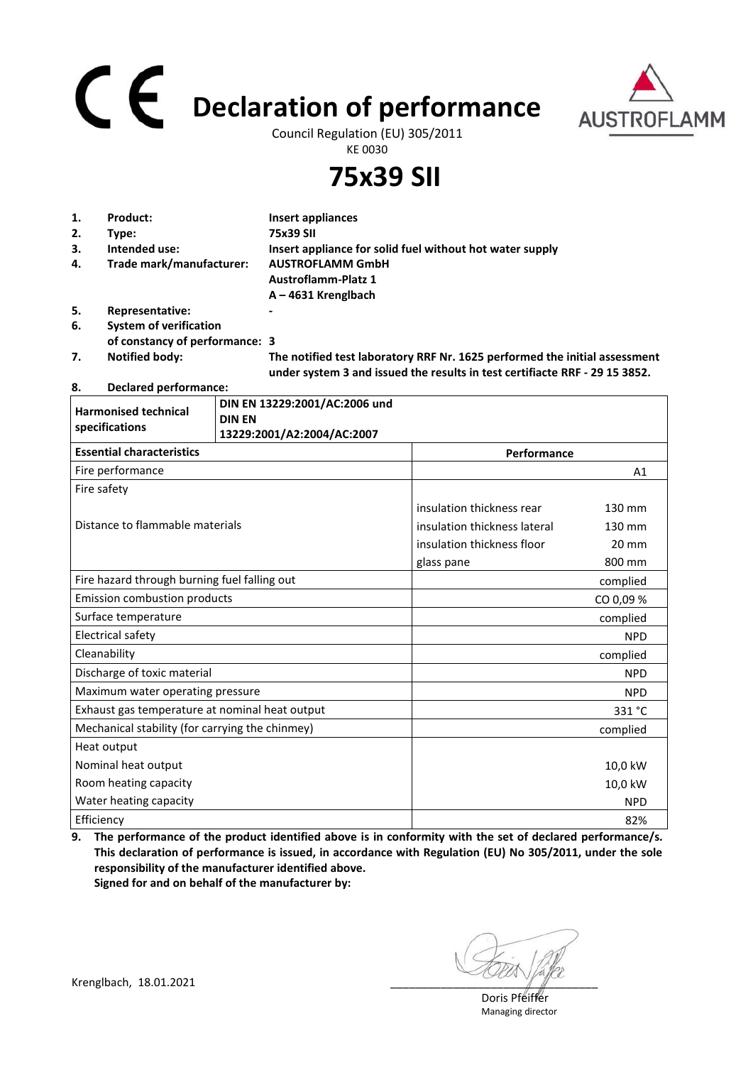# CE Declaration of performance

Council Regulation (EU) 305/2011

KE 0030

AUSTROFLAMM

# 75x39 SII

1. **Product:** **Insert appliances**
2. **Type:** **75x39 SII**
3. **Intended use:** **Insert appliance for solid fuel without hot water supply**
4. **Trade mark/manufacturer:** **AUSTROFLAMM GmbH**
   **Austroflamm-Platz 1**
   **A – 4631 Krenglbach**
5. **Representative:** **-**
6. **System of verification of constancy of performance: 3**
7. **Notified body:** **The notified test laboratory RRF Nr. 1625 performed the initial assessment under system 3 and issued the results in test certifiacte RRF - 29 15 3852.**
8. **Declared performance:**

| **Harmonised technical specifications** | **DIN EN 13229:2001/AC:2006 und DIN EN 13229:2001/A2:2004/AC:2007** | |
|---|---|---|
| **Essential characteristics** | | **Performance** |
| Fire performance | | A1 |
| Fire safety | | |
| Distance to flammable materials | | insulation thickness rear 130 mm<br>insulation thickness lateral 130 mm<br>insulation thickness floor 20 mm<br>glass pane 800 mm |
| Fire hazard through burning fuel falling out | | complied |
| Emission combustion products | | CO 0,09 % |
| Surface temperature | | complied |
| Electrical safety | | NPD |
| Cleanability | | complied |
| Discharge of toxic material | | NPD |
| Maximum water operating pressure | | NPD |
| Exhaust gas temperature at nominal heat output | | 331 °C |
| Mechanical stability (for carrying the chimney) | | complied |
| Heat output | | |
| Nominal heat output | | 10,0 kW |
| Room heating capacity | | 10,0 kW |
| Water heating capacity | | NPD |
| Efficiency | | 82% |

9. **The performance of the product identified above is in conformity with the set of declared performance/s. This declaration of performance is issued, in accordance with Regulation (EU) No 305/2011, under the sole responsibility of the manufacturer identified above.**
   **Signed for and on behalf of the manufacturer by:**

Krenglbach, 18.01.2021

Doris Pfeiffer
Managing director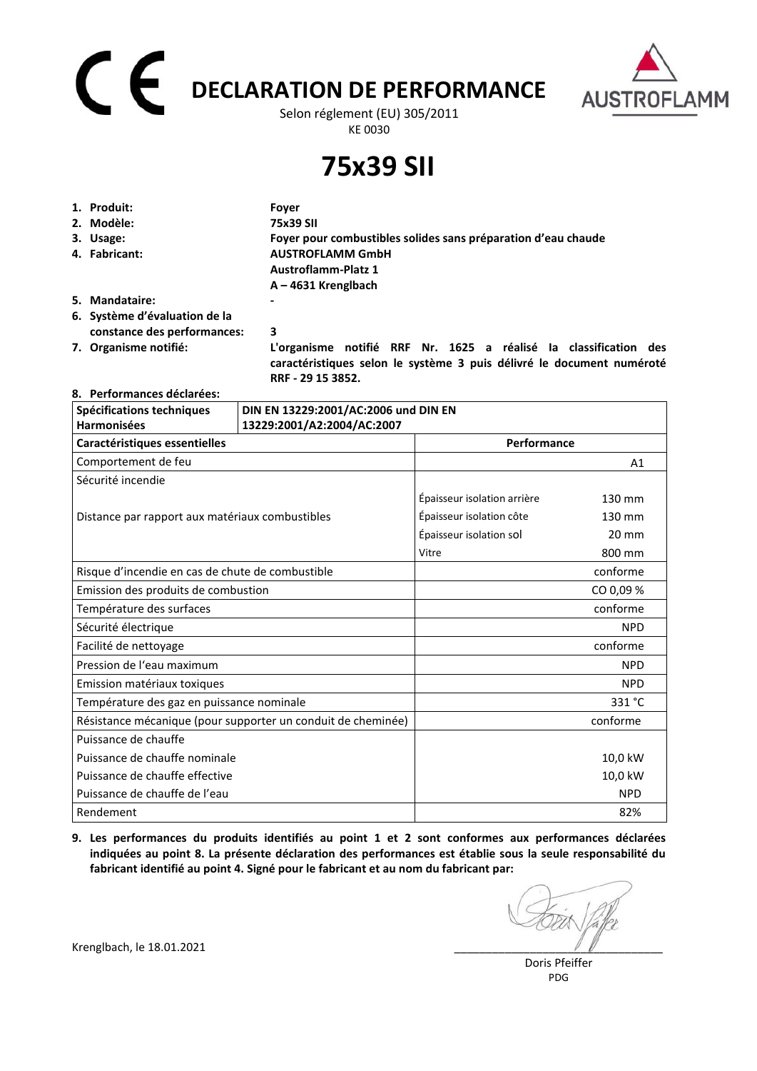# DECLARATION DE PERFORMANCE

Selon réglement (EU) 305/2011

KE 0030

# 75x39 SII

1. **Produit:** **Foyer**
2. **Modèle:** **75x39 SII**
3. **Usage:** **Foyer pour combustibles solides sans préparation d'eau chaude**
4. **Fabricant:** **AUSTROFLAMM GmbH**
   **Austroflamm-Platz 1**
   **A – 4631 Krenglbach**
5. **Mandataire:** **-**
6. **Système d'évaluation de la constance des performances:** **3**
7. **Organisme notifié:** **L'organisme notifié RRF Nr. 1625 a réalisé la classification des caractéristiques selon le système 3 puis délivré le document numéroté RRF - 29 15 3852.**
8. **Performances déclarées:**

| **Spécifications techniques Harmonisées** | **DIN EN 13229:2001/AC:2006 und DIN EN 13229:2001/A2:2004/AC:2007** | |
|---|---|---|
| **Caractéristiques essentielles** | **Performance** | |
| Comportement de feu | | A1 |
| Sécurité incendie | | |
| Distance par rapport aux matériaux combustibles | Épaisseur isolation arrière | 130 mm |
| | Épaisseur isolation côte | 130 mm |
| | Épaisseur isolation sol | 20 mm |
| | Vitre | 800 mm |
| Risque d'incendie en cas de chute de combustible | | conforme |
| Emission des produits de combustion | | CO 0,09 % |
| Température des surfaces | | conforme |
| Sécurité électrique | | NPD |
| Facilité de nettoyage | | conforme |
| Pression de l'eau maximum | | NPD |
| Emission matériaux toxiques | | NPD |
| Température des gaz en puissance nominale | | 331 °C |
| Résistance mécanique (pour supporter un conduit de cheminée) | | conforme |
| Puissance de chauffe | | |
| Puissance de chauffe nominale | | 10,0 kW |
| Puissance de chauffe effective | | 10,0 kW |
| Puissance de chauffe de l'eau | | NPD |
| Rendement | | 82% |

9. **Les performances du produits identifiés au point 1 et 2 sont conformes aux performances déclarées indiquées au point 8. La présente déclaration des performances est établie sous la seule responsabilité du fabricant identifié au point 4. Signé pour le fabricant et au nom du fabricant par:**

Krenglbach, le 18.01.2021

Doris Pfeiffer
PDG